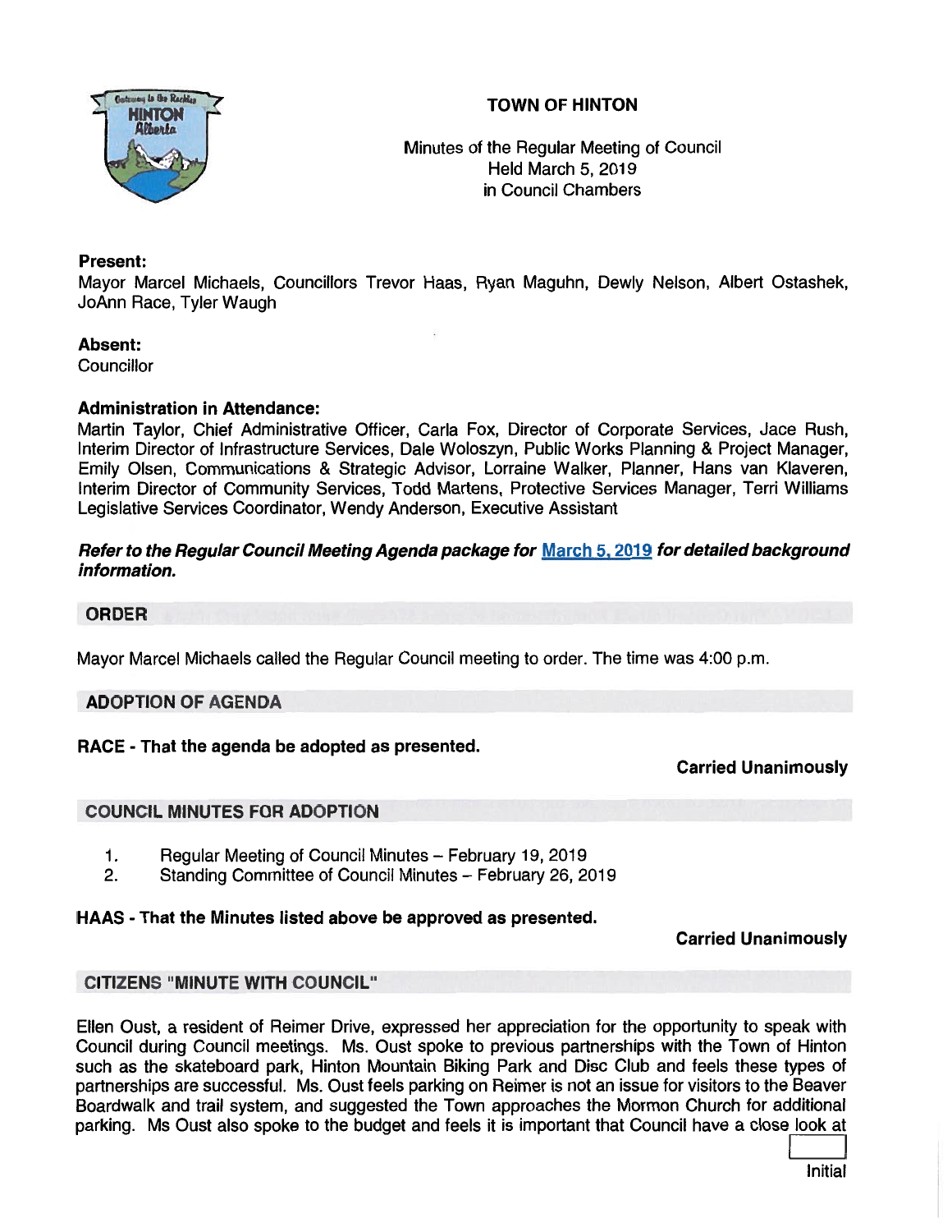# TOWN OF HINTON

Minutes of the Regular Meeting of Council
Held March 5, 2019
in Council Chambers

**Present:**
Mayor Marcel Michaels, Councillors Trevor Haas, Ryan Maguhn, Dewly Nelson, Albert Ostashek, JoAnn Race, Tyler Waugh

**Absent:**
Councillor

**Administration in Attendance:**
Martin Taylor, Chief Administrative Officer, Carla Fox, Director of Corporate Services, Jace Rush, Interim Director of Infrastructure Services, Dale Woloszyn, Public Works Planning & Project Manager, Emily Olsen, Communications & Strategic Advisor, Lorraine Walker, Planner, Hans van Klaveren, Interim Director of Community Services, Todd Martens, Protective Services Manager, Terri Williams Legislative Services Coordinator, Wendy Anderson, Executive Assistant

***Refer to the Regular Council Meeting Agenda package for March 5, 2019 for detailed background information.***

## ORDER

Mayor Marcel Michaels called the Regular Council meeting to order. The time was 4:00 p.m.

## ADOPTION OF AGENDA

**RACE - That the agenda be adopted as presented.**

**Carried Unanimously**

## COUNCIL MINUTES FOR ADOPTION

1. Regular Meeting of Council Minutes – February 19, 2019
2. Standing Committee of Council Minutes – February 26, 2019

**HAAS - That the Minutes listed above be approved as presented.**

**Carried Unanimously**

## CITIZENS "MINUTE WITH COUNCIL"

Ellen Oust, a resident of Reimer Drive, expressed her appreciation for the opportunity to speak with Council during Council meetings. Ms. Oust spoke to previous partnerships with the Town of Hinton such as the skateboard park, Hinton Mountain Biking Park and Disc Club and feels these types of partnerships are successful. Ms. Oust feels parking on Reimer is not an issue for visitors to the Beaver Boardwalk and trail system, and suggested the Town approaches the Mormon Church for additional parking. Ms Oust also spoke to the budget and feels it is important that Council have a close look at

Initial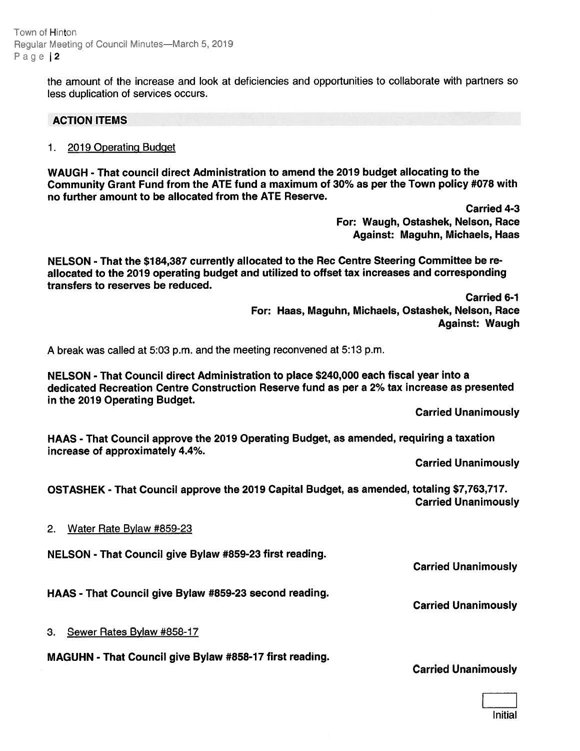the amount of the increase and look at deficiencies and opportunities to collaborate with partners so less duplication of services occurs.

## ACTION ITEMS

1. 2019 Operating Budget

**WAUGH - That council direct Administration to amend the 2019 budget allocating to the Community Grant Fund from the ATE fund a maximum of 30% as per the Town policy #078 with no further amount to be allocated from the ATE Reserve.**

**Carried 4-3**
**For: Waugh, Ostashek, Nelson, Race**
**Against: Maguhn, Michaels, Haas**

**NELSON - That the $184,387 currently allocated to the Rec Centre Steering Committee be re-allocated to the 2019 operating budget and utilized to offset tax increases and corresponding transfers to reserves be reduced.**

**Carried 6-1**
**For: Haas, Maguhn, Michaels, Ostashek, Nelson, Race**
**Against: Waugh**

A break was called at 5:03 p.m. and the meeting reconvened at 5:13 p.m.

**NELSON - That Council direct Administration to place $240,000 each fiscal year into a dedicated Recreation Centre Construction Reserve fund as per a 2% tax increase as presented in the 2019 Operating Budget.**

**Carried Unanimously**

**HAAS - That Council approve the 2019 Operating Budget, as amended, requiring a taxation increase of approximately 4.4%.**

**Carried Unanimously**

**OSTASHEK - That Council approve the 2019 Capital Budget, as amended, totaling $7,763,717.**

**Carried Unanimously**

2. Water Rate Bylaw #859-23

**NELSON - That Council give Bylaw #859-23 first reading.**

**Carried Unanimously**

**HAAS - That Council give Bylaw #859-23 second reading.**

**Carried Unanimously**

3. Sewer Rates Bylaw #858-17

**MAGUHN - That Council give Bylaw #858-17 first reading.**

**Carried Unanimously**

Initial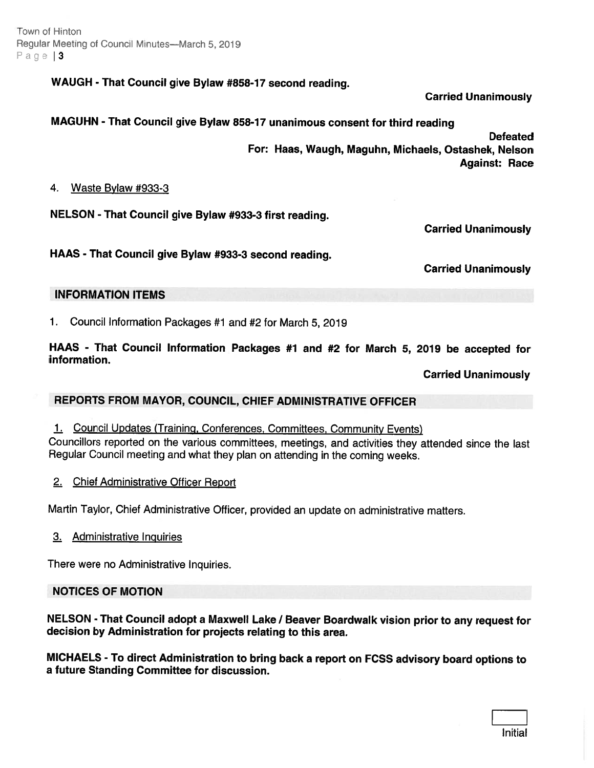**WAUGH - That Council give Bylaw #858-17 second reading.**

**Carried Unanimously**

**MAGUHN - That Council give Bylaw 858-17 unanimous consent for third reading**

**Defeated**
**For: Haas, Waugh, Maguhn, Michaels, Ostashek, Nelson**
**Against: Race**

4. Waste Bylaw #933-3

**NELSON - That Council give Bylaw #933-3 first reading.**

**Carried Unanimously**

**HAAS - That Council give Bylaw #933-3 second reading.**

**Carried Unanimously**

## INFORMATION ITEMS

1. Council Information Packages #1 and #2 for March 5, 2019

**HAAS - That Council Information Packages #1 and #2 for March 5, 2019 be accepted for information.**

**Carried Unanimously**

## REPORTS FROM MAYOR, COUNCIL, CHIEF ADMINISTRATIVE OFFICER

1. Council Updates (Training, Conferences, Committees, Community Events)

Councillors reported on the various committees, meetings, and activities they attended since the last Regular Council meeting and what they plan on attending in the coming weeks.

2. Chief Administrative Officer Report

Martin Taylor, Chief Administrative Officer, provided an update on administrative matters.

3. Administrative Inquiries

There were no Administrative Inquiries.

## NOTICES OF MOTION

**NELSON - That Council adopt a Maxwell Lake / Beaver Boardwalk vision prior to any request for decision by Administration for projects relating to this area.**

**MICHAELS - To direct Administration to bring back a report on FCSS advisory board options to a future Standing Committee for discussion.**

Initial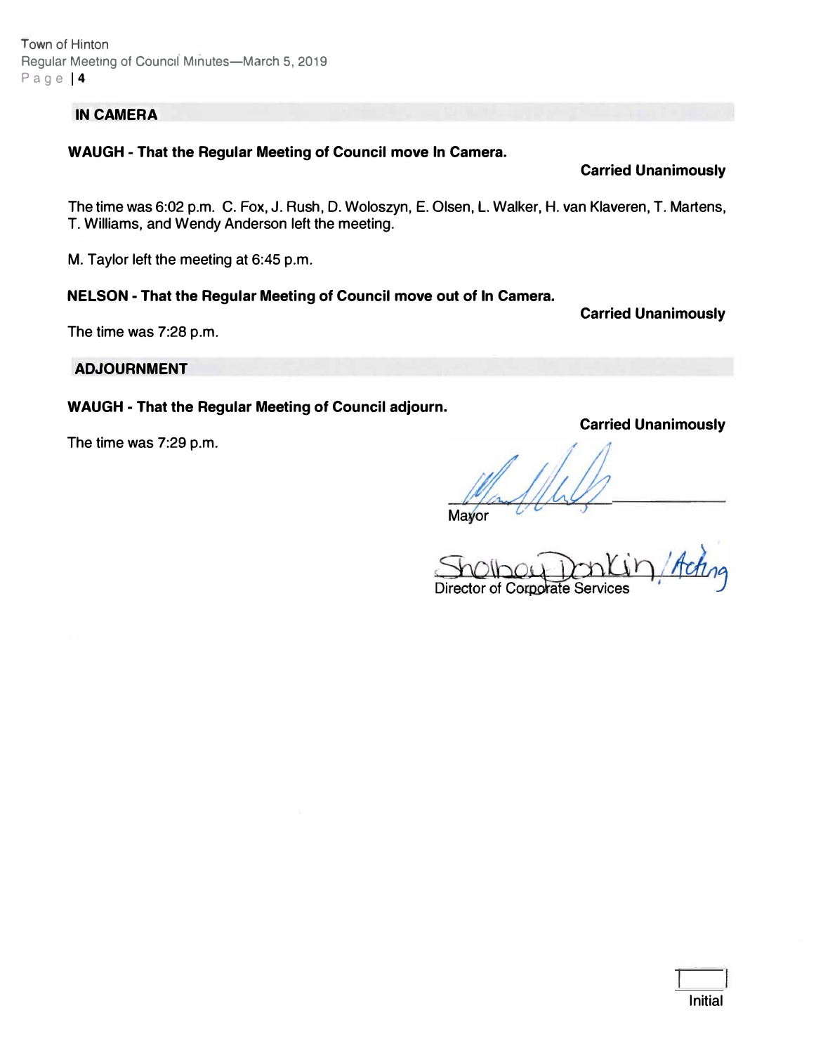## IN CAMERA

**WAUGH - That the Regular Meeting of Council move In Camera.**

**Carried Unanimously**

The time was 6:02 p.m. C. Fox, J. Rush, D. Woloszyn, E. Olsen, L. Walker, H. van Klaveren, T. Martens, T. Williams, and Wendy Anderson left the meeting.

M. Taylor left the meeting at 6:45 p.m.

**NELSON - That the Regular Meeting of Council move out of In Camera.**

**Carried Unanimously**

The time was 7:28 p.m.

## ADJOURNMENT

**WAUGH - That the Regular Meeting of Council adjourn.**

**Carried Unanimously**

The time was 7:29 p.m.

Mayor

Shelby Donkin / Acting
Director of Corporate Services

Initial